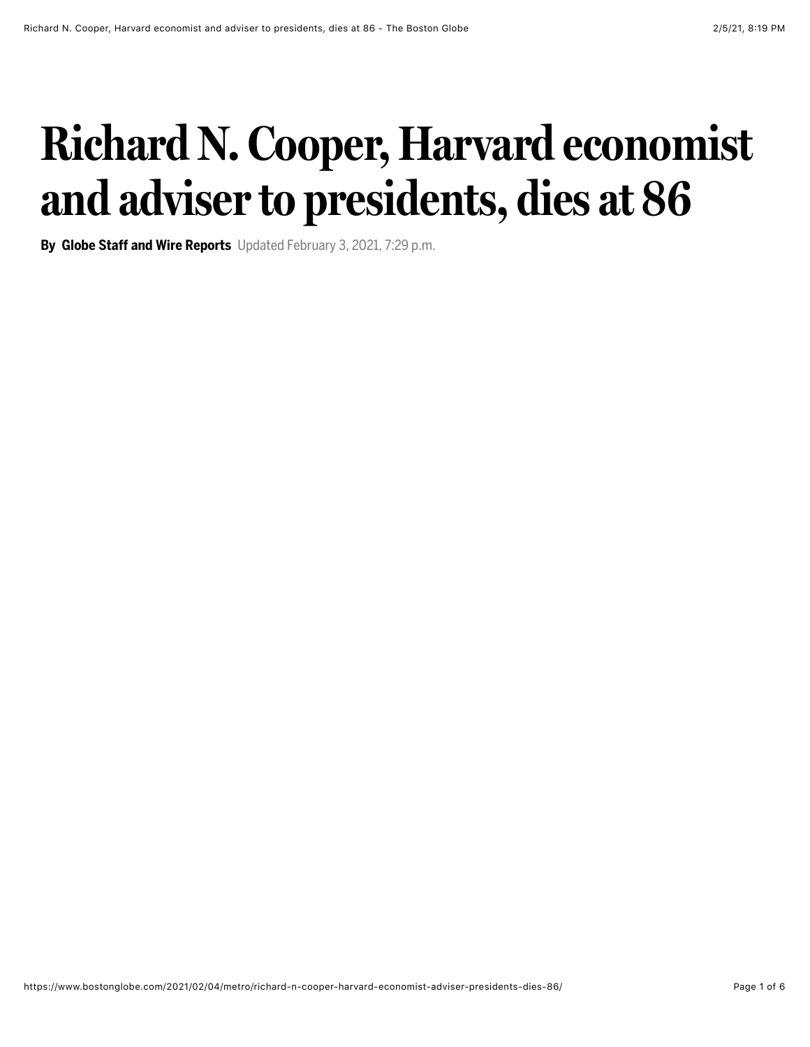# Richard N. Cooper, Harvard economist and adviser to presidents, dies at 86

**By Globe Staff and Wire Reports** Updated February 3, 2021, 7:29 p.m.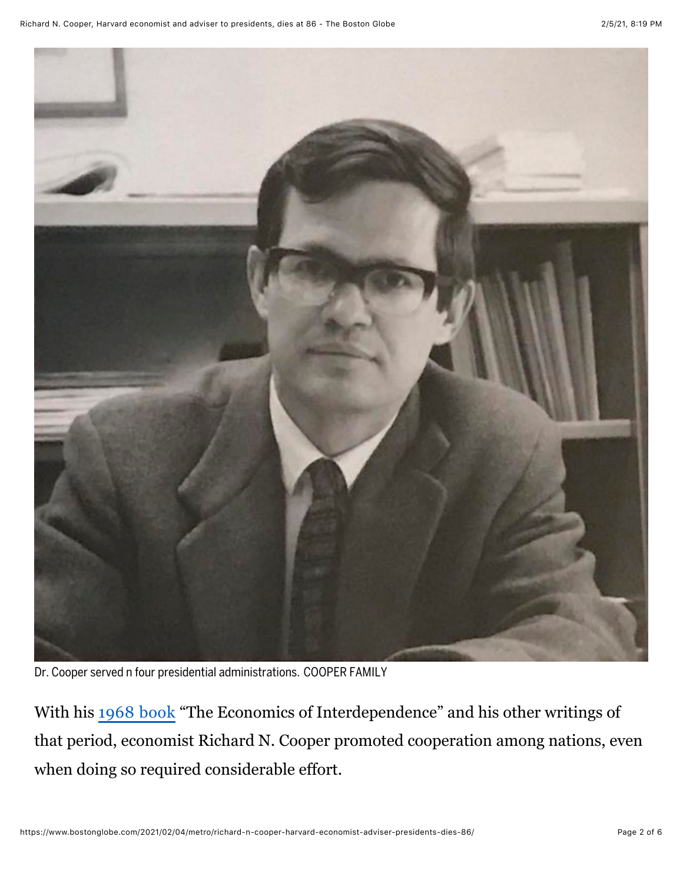Dr. Cooper served n four presidential administrations. COOPER FAMILY

With his [1968 book] "The Economics of Interdependence" and his other writings of that period, economist Richard N. Cooper promoted cooperation among nations, even when doing so required considerable effort.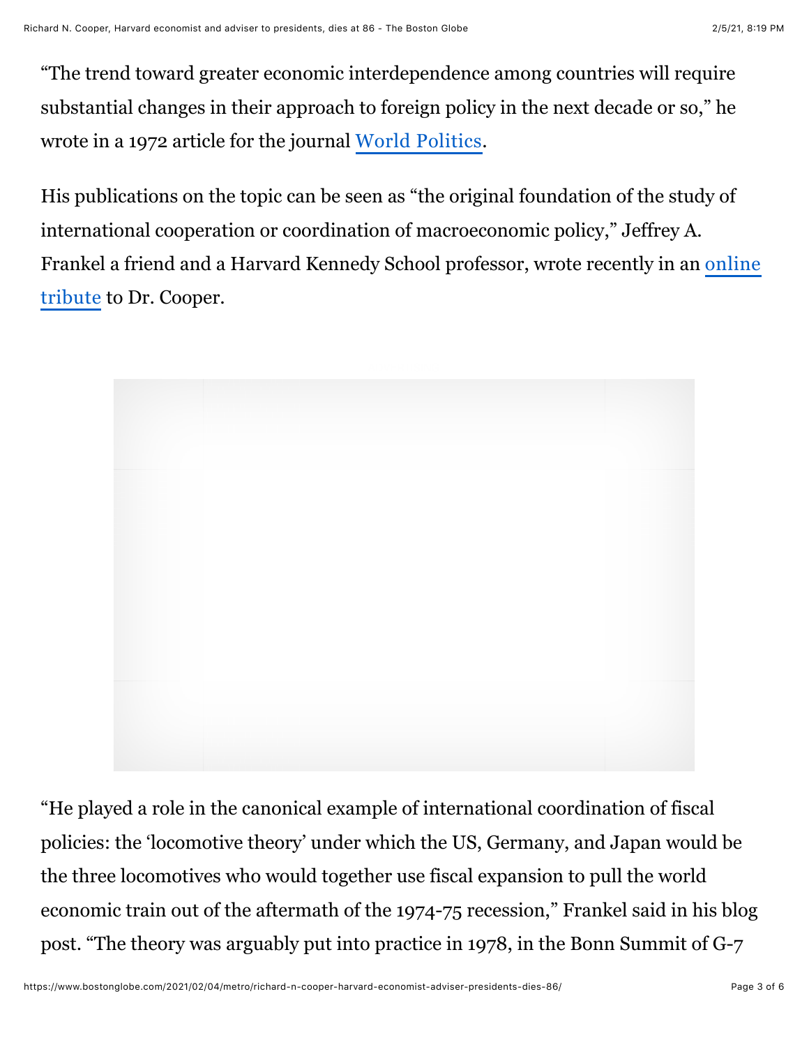“The trend toward greater economic interdependence among countries will require substantial changes in their approach to foreign policy in the next decade or so,” he wrote in a 1972 article for the journal World Politics.

His publications on the topic can be seen as “the original foundation of the study of international cooperation or coordination of macroeconomic policy,” Jeffrey A. Frankel a friend and a Harvard Kennedy School professor, wrote recently in an online tribute to Dr. Cooper.

“He played a role in the canonical example of international coordination of fiscal policies: the ‘locomotive theory’ under which the US, Germany, and Japan would be the three locomotives who would together use fiscal expansion to pull the world economic train out of the aftermath of the 1974-75 recession,” Frankel said in his blog post. “The theory was arguably put into practice in 1978, in the Bonn Summit of G-7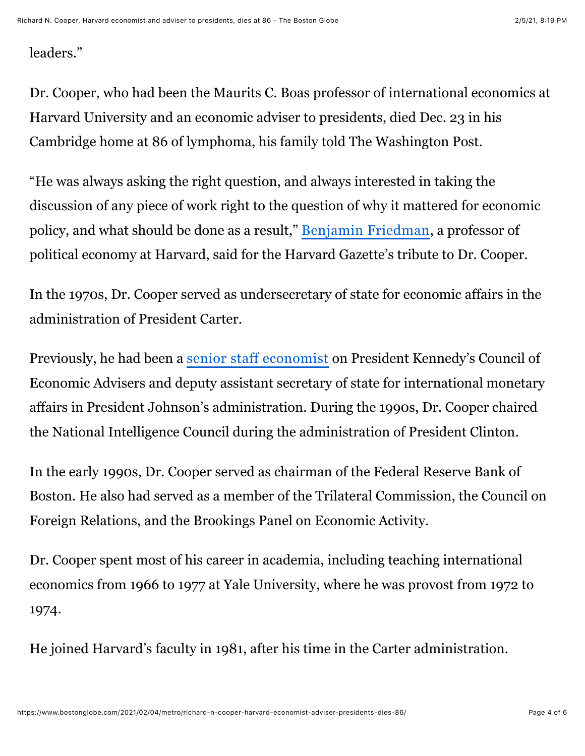leaders."

Dr. Cooper, who had been the Maurits C. Boas professor of international economics at Harvard University and an economic adviser to presidents, died Dec. 23 in his Cambridge home at 86 of lymphoma, his family told The Washington Post.

"He was always asking the right question, and always interested in taking the discussion of any piece of work right to the question of why it mattered for economic policy, and what should be done as a result," Benjamin Friedman, a professor of political economy at Harvard, said for the Harvard Gazette's tribute to Dr. Cooper.

In the 1970s, Dr. Cooper served as undersecretary of state for economic affairs in the administration of President Carter.

Previously, he had been a senior staff economist on President Kennedy's Council of Economic Advisers and deputy assistant secretary of state for international monetary affairs in President Johnson's administration. During the 1990s, Dr. Cooper chaired the National Intelligence Council during the administration of President Clinton.

In the early 1990s, Dr. Cooper served as chairman of the Federal Reserve Bank of Boston. He also had served as a member of the Trilateral Commission, the Council on Foreign Relations, and the Brookings Panel on Economic Activity.

Dr. Cooper spent most of his career in academia, including teaching international economics from 1966 to 1977 at Yale University, where he was provost from 1972 to 1974.

He joined Harvard's faculty in 1981, after his time in the Carter administration.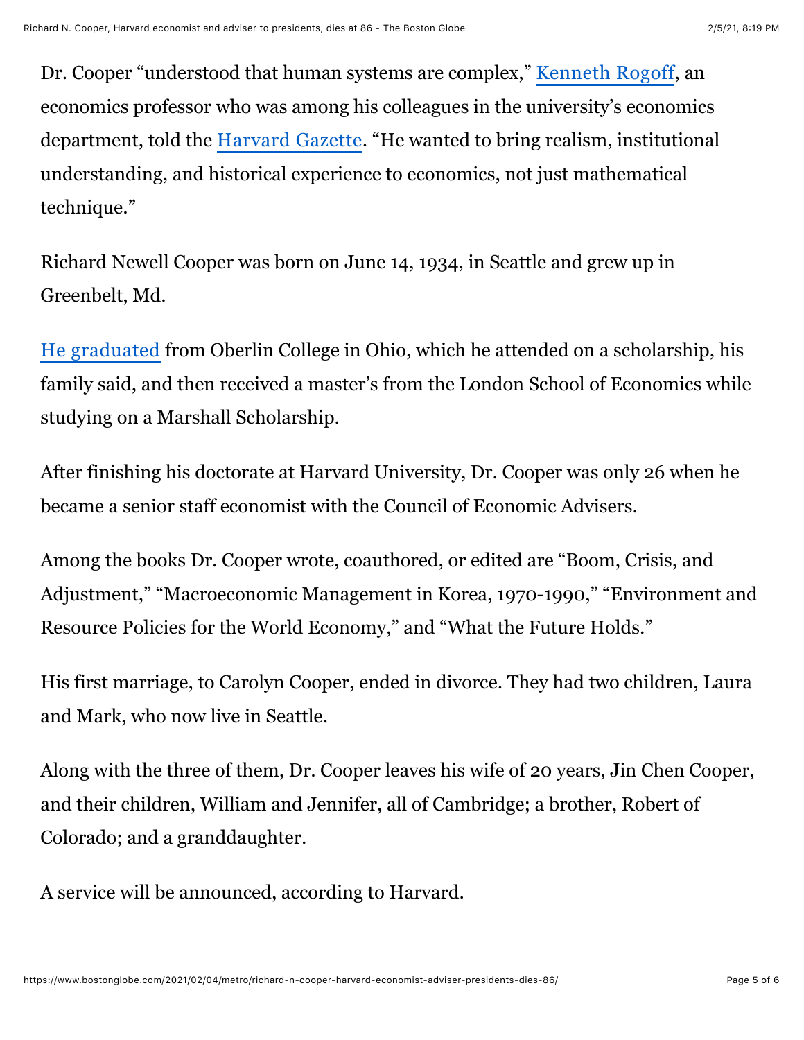Dr. Cooper “understood that human systems are complex,” Kenneth Rogoff, an economics professor who was among his colleagues in the university’s economics department, told the Harvard Gazette. “He wanted to bring realism, institutional understanding, and historical experience to economics, not just mathematical technique.”

Richard Newell Cooper was born on June 14, 1934, in Seattle and grew up in Greenbelt, Md.

He graduated from Oberlin College in Ohio, which he attended on a scholarship, his family said, and then received a master’s from the London School of Economics while studying on a Marshall Scholarship.

After finishing his doctorate at Harvard University, Dr. Cooper was only 26 when he became a senior staff economist with the Council of Economic Advisers.

Among the books Dr. Cooper wrote, coauthored, or edited are “Boom, Crisis, and Adjustment,” “Macroeconomic Management in Korea, 1970-1990,” “Environment and Resource Policies for the World Economy,” and “What the Future Holds.”

His first marriage, to Carolyn Cooper, ended in divorce. They had two children, Laura and Mark, who now live in Seattle.

Along with the three of them, Dr. Cooper leaves his wife of 20 years, Jin Chen Cooper, and their children, William and Jennifer, all of Cambridge; a brother, Robert of Colorado; and a granddaughter.

A service will be announced, according to Harvard.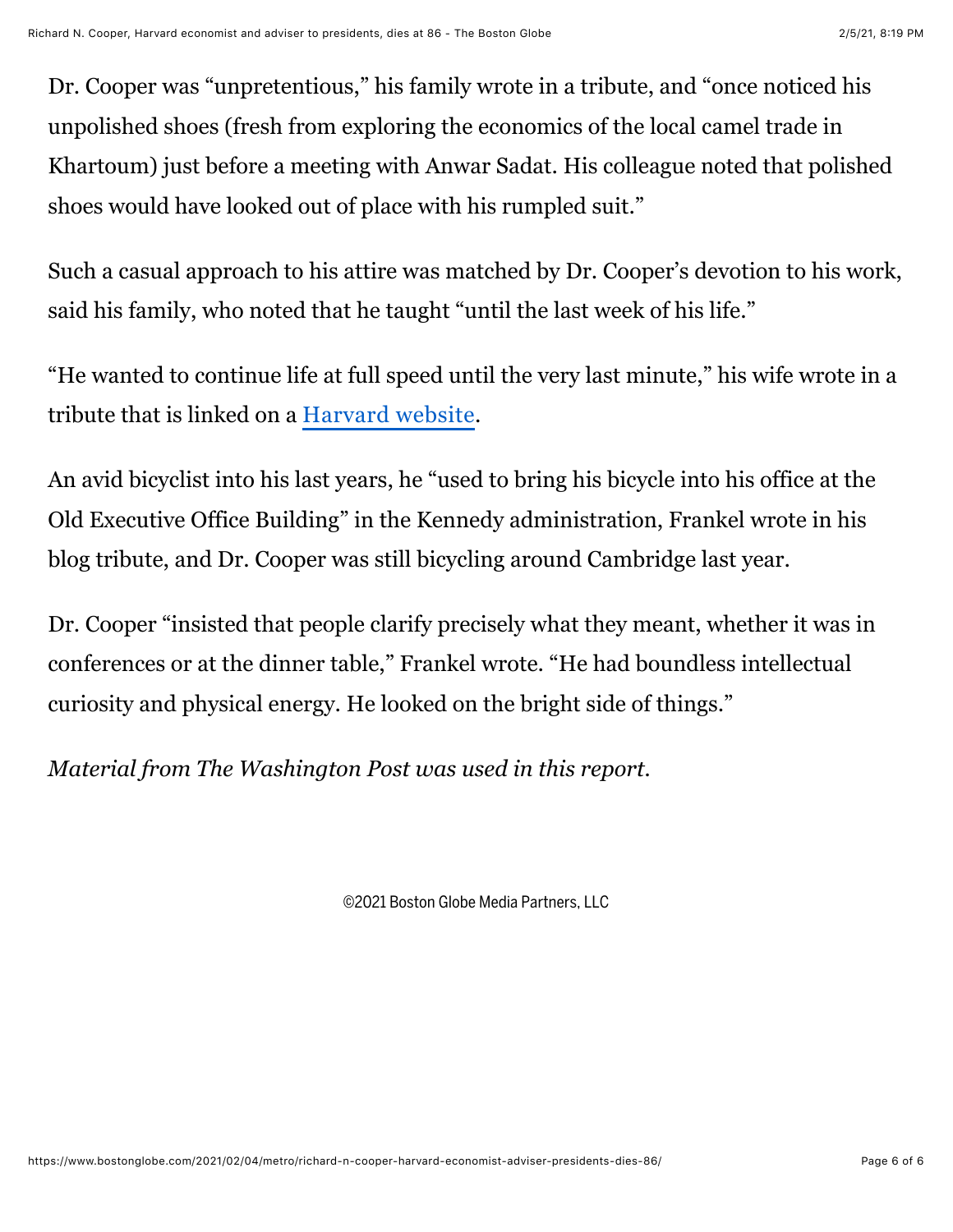Dr. Cooper was "unpretentious," his family wrote in a tribute, and "once noticed his unpolished shoes (fresh from exploring the economics of the local camel trade in Khartoum) just before a meeting with Anwar Sadat. His colleague noted that polished shoes would have looked out of place with his rumpled suit."

Such a casual approach to his attire was matched by Dr. Cooper's devotion to his work, said his family, who noted that he taught "until the last week of his life."

"He wanted to continue life at full speed until the very last minute," his wife wrote in a tribute that is linked on a Harvard website.

An avid bicyclist into his last years, he "used to bring his bicycle into his office at the Old Executive Office Building" in the Kennedy administration, Frankel wrote in his blog tribute, and Dr. Cooper was still bicycling around Cambridge last year.

Dr. Cooper "insisted that people clarify precisely what they meant, whether it was in conferences or at the dinner table," Frankel wrote. "He had boundless intellectual curiosity and physical energy. He looked on the bright side of things."

*Material from The Washington Post was used in this report.*

©2021 Boston Globe Media Partners, LLC